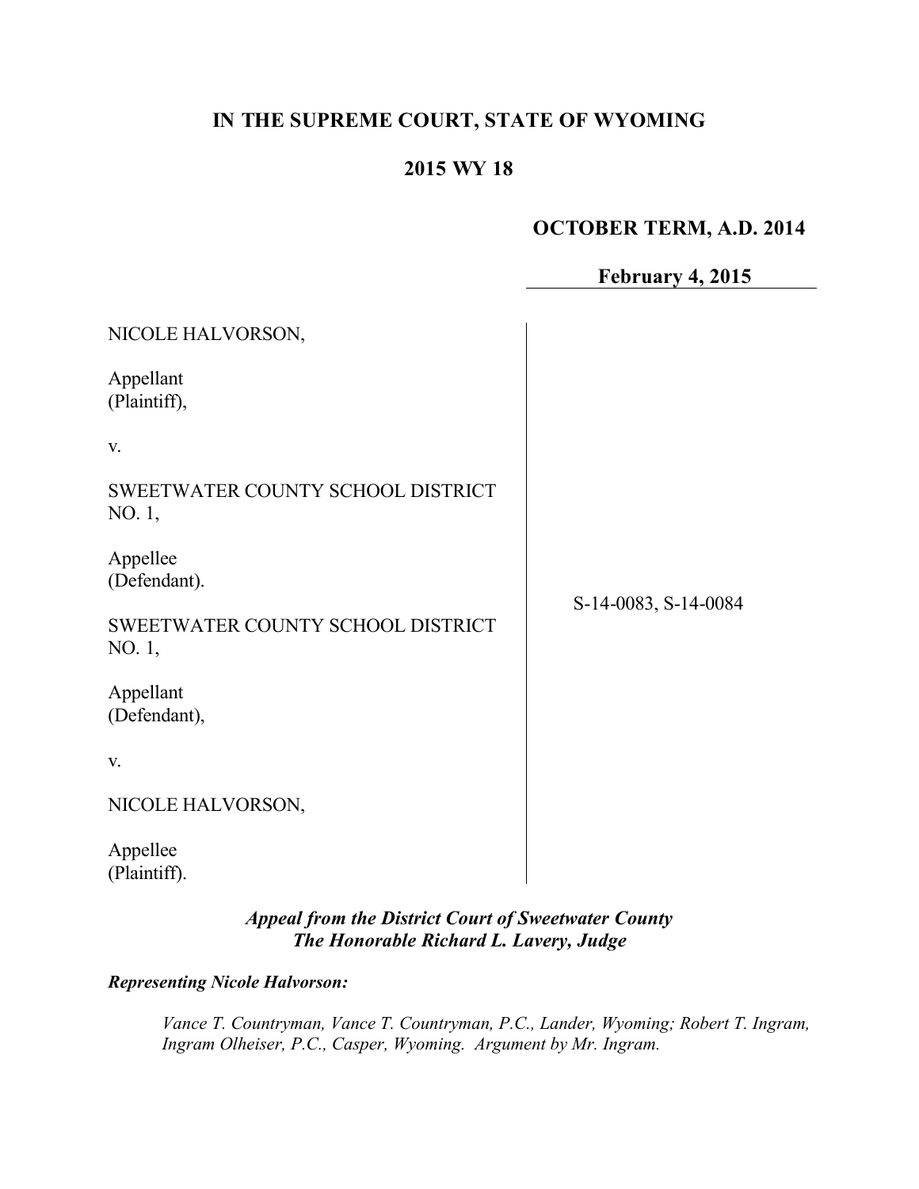# IN THE SUPREME COURT, STATE OF WYOMING

## 2015 WY 18

**OCTOBER TERM, A.D. 2014**

**February 4, 2015**

NICOLE HALVORSON,

Appellant
(Plaintiff),

v.

SWEETWATER COUNTY SCHOOL DISTRICT NO. 1,

Appellee
(Defendant).

SWEETWATER COUNTY SCHOOL DISTRICT NO. 1,

Appellant
(Defendant),

v.

NICOLE HALVORSON,

Appellee
(Plaintiff).

S-14-0083, S-14-0084

*Appeal from the District Court of Sweetwater County*
*The Honorable Richard L. Lavery, Judge*

***Representing Nicole Halvorson:***

*Vance T. Countryman, Vance T. Countryman, P.C., Lander, Wyoming; Robert T. Ingram, Ingram Olheiser, P.C., Casper, Wyoming. Argument by Mr. Ingram.*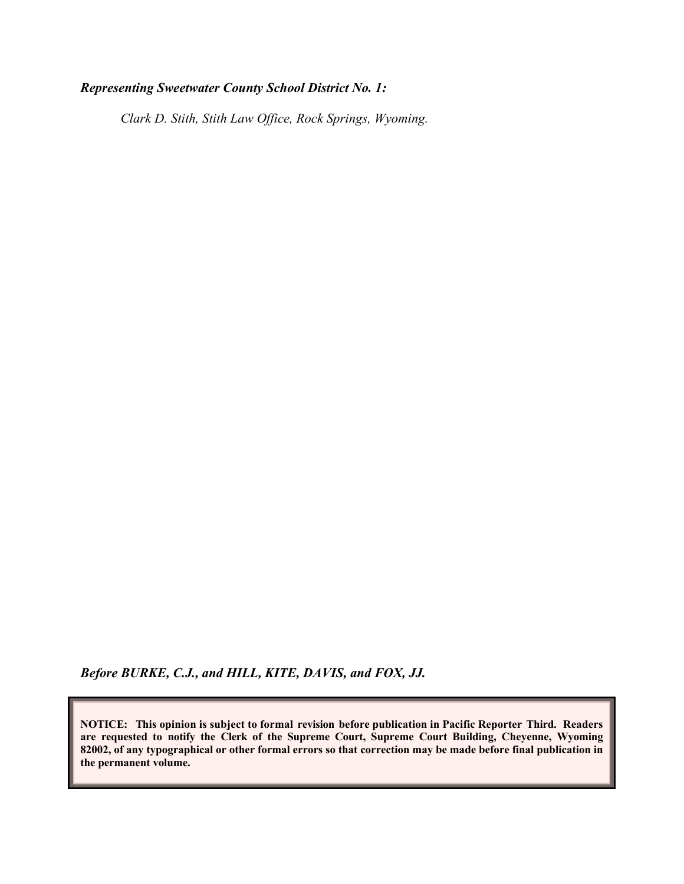***Representing Sweetwater County School District No. 1:***

*Clark D. Stith, Stith Law Office, Rock Springs, Wyoming.*

***Before BURKE, C.J., and HILL, KITE, DAVIS, and FOX, JJ.***

**NOTICE: This opinion is subject to formal revision before publication in Pacific Reporter Third. Readers are requested to notify the Clerk of the Supreme Court, Supreme Court Building, Cheyenne, Wyoming 82002, of any typographical or other formal errors so that correction may be made before final publication in the permanent volume.**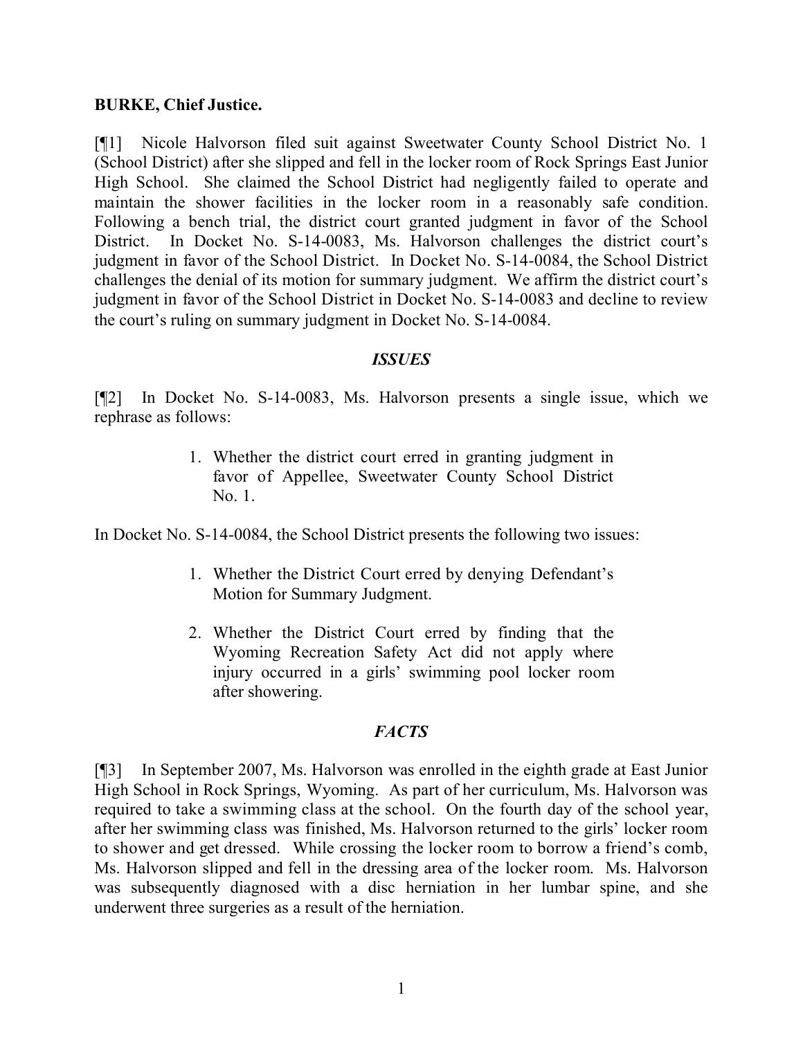**BURKE, Chief Justice.**

[¶1] Nicole Halvorson filed suit against Sweetwater County School District No. 1 (School District) after she slipped and fell in the locker room of Rock Springs East Junior High School. She claimed the School District had negligently failed to operate and maintain the shower facilities in the locker room in a reasonably safe condition. Following a bench trial, the district court granted judgment in favor of the School District. In Docket No. S-14-0083, Ms. Halvorson challenges the district court's judgment in favor of the School District. In Docket No. S-14-0084, the School District challenges the denial of its motion for summary judgment. We affirm the district court's judgment in favor of the School District in Docket No. S-14-0083 and decline to review the court's ruling on summary judgment in Docket No. S-14-0084.

## *ISSUES*

[¶2] In Docket No. S-14-0083, Ms. Halvorson presents a single issue, which we rephrase as follows:

> 1. Whether the district court erred in granting judgment in favor of Appellee, Sweetwater County School District No. 1.

In Docket No. S-14-0084, the School District presents the following two issues:

> 1. Whether the District Court erred by denying Defendant's Motion for Summary Judgment.
>
> 2. Whether the District Court erred by finding that the Wyoming Recreation Safety Act did not apply where injury occurred in a girls' swimming pool locker room after showering.

## *FACTS*

[¶3] In September 2007, Ms. Halvorson was enrolled in the eighth grade at East Junior High School in Rock Springs, Wyoming. As part of her curriculum, Ms. Halvorson was required to take a swimming class at the school. On the fourth day of the school year, after her swimming class was finished, Ms. Halvorson returned to the girls' locker room to shower and get dressed. While crossing the locker room to borrow a friend's comb, Ms. Halvorson slipped and fell in the dressing area of the locker room. Ms. Halvorson was subsequently diagnosed with a disc herniation in her lumbar spine, and she underwent three surgeries as a result of the herniation.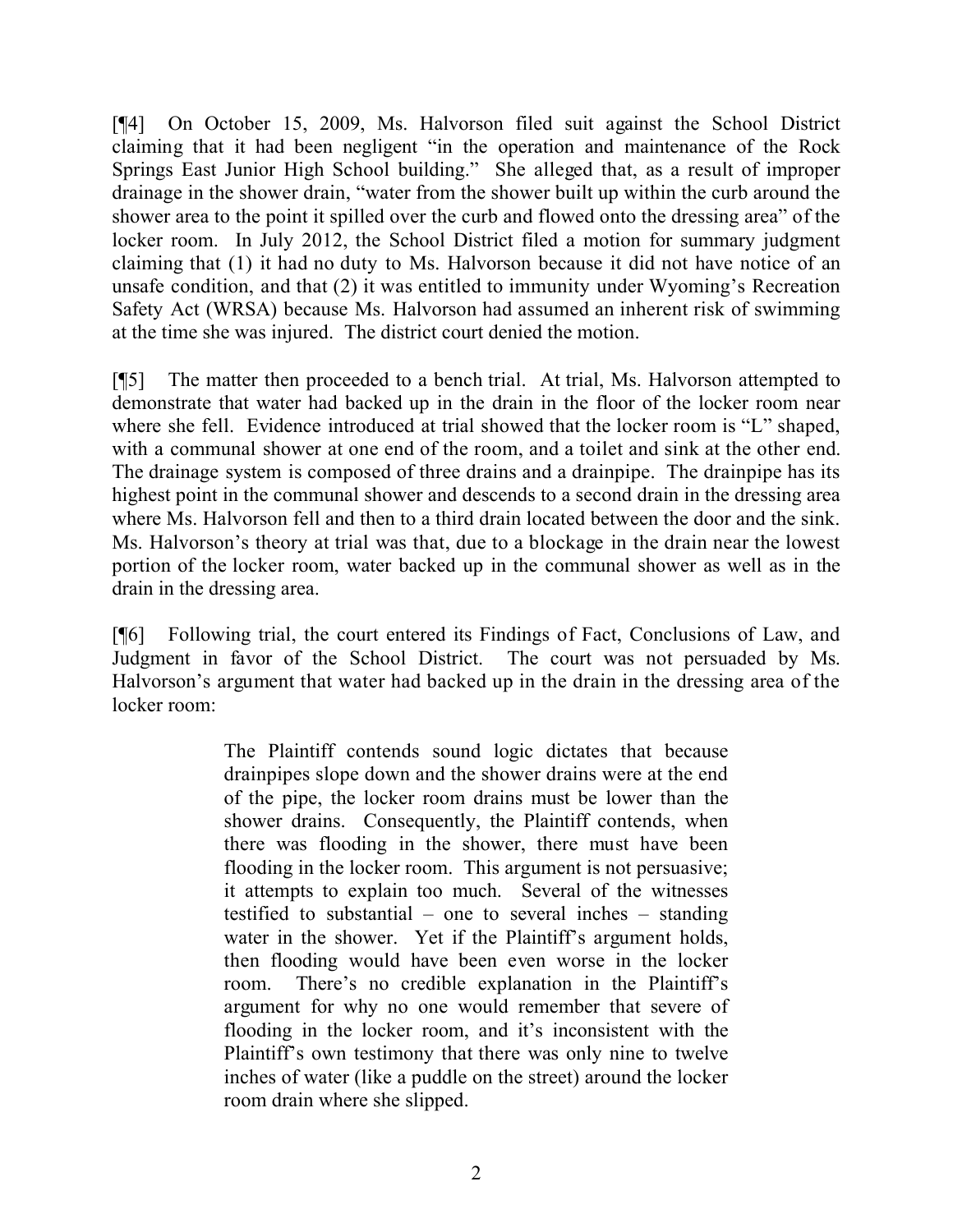[¶4] On October 15, 2009, Ms. Halvorson filed suit against the School District claiming that it had been negligent "in the operation and maintenance of the Rock Springs East Junior High School building." She alleged that, as a result of improper drainage in the shower drain, "water from the shower built up within the curb around the shower area to the point it spilled over the curb and flowed onto the dressing area" of the locker room. In July 2012, the School District filed a motion for summary judgment claiming that (1) it had no duty to Ms. Halvorson because it did not have notice of an unsafe condition, and that (2) it was entitled to immunity under Wyoming's Recreation Safety Act (WRSA) because Ms. Halvorson had assumed an inherent risk of swimming at the time she was injured. The district court denied the motion.

[¶5] The matter then proceeded to a bench trial. At trial, Ms. Halvorson attempted to demonstrate that water had backed up in the drain in the floor of the locker room near where she fell. Evidence introduced at trial showed that the locker room is "L" shaped, with a communal shower at one end of the room, and a toilet and sink at the other end. The drainage system is composed of three drains and a drainpipe. The drainpipe has its highest point in the communal shower and descends to a second drain in the dressing area where Ms. Halvorson fell and then to a third drain located between the door and the sink. Ms. Halvorson's theory at trial was that, due to a blockage in the drain near the lowest portion of the locker room, water backed up in the communal shower as well as in the drain in the dressing area.

[¶6] Following trial, the court entered its Findings of Fact, Conclusions of Law, and Judgment in favor of the School District. The court was not persuaded by Ms. Halvorson's argument that water had backed up in the drain in the dressing area of the locker room:

> The Plaintiff contends sound logic dictates that because drainpipes slope down and the shower drains were at the end of the pipe, the locker room drains must be lower than the shower drains. Consequently, the Plaintiff contends, when there was flooding in the shower, there must have been flooding in the locker room. This argument is not persuasive; it attempts to explain too much. Several of the witnesses testified to substantial – one to several inches – standing water in the shower. Yet if the Plaintiff's argument holds, then flooding would have been even worse in the locker room. There's no credible explanation in the Plaintiff's argument for why no one would remember that severe of flooding in the locker room, and it's inconsistent with the Plaintiff's own testimony that there was only nine to twelve inches of water (like a puddle on the street) around the locker room drain where she slipped.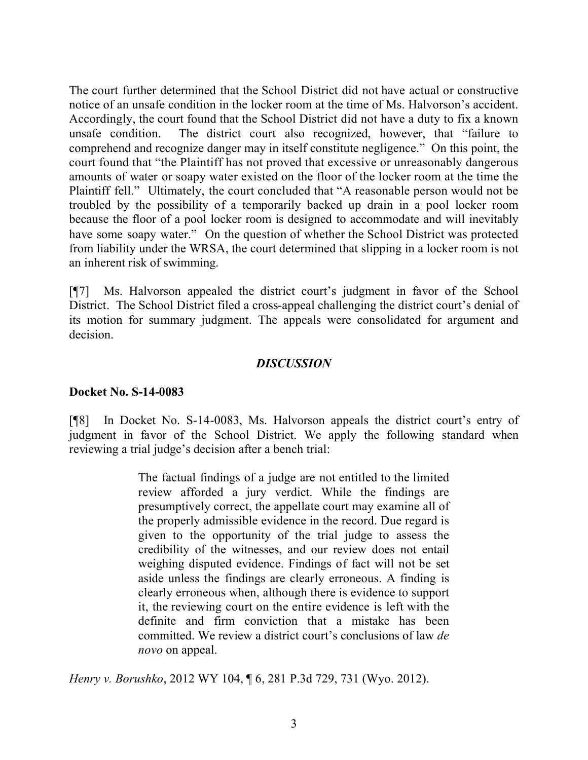The court further determined that the School District did not have actual or constructive notice of an unsafe condition in the locker room at the time of Ms. Halvorson's accident. Accordingly, the court found that the School District did not have a duty to fix a known unsafe condition. The district court also recognized, however, that "failure to comprehend and recognize danger may in itself constitute negligence." On this point, the court found that "the Plaintiff has not proved that excessive or unreasonably dangerous amounts of water or soapy water existed on the floor of the locker room at the time the Plaintiff fell." Ultimately, the court concluded that "A reasonable person would not be troubled by the possibility of a temporarily backed up drain in a pool locker room because the floor of a pool locker room is designed to accommodate and will inevitably have some soapy water." On the question of whether the School District was protected from liability under the WRSA, the court determined that slipping in a locker room is not an inherent risk of swimming.

[¶7] Ms. Halvorson appealed the district court's judgment in favor of the School District. The School District filed a cross-appeal challenging the district court's denial of its motion for summary judgment. The appeals were consolidated for argument and decision.

## *DISCUSSION*

**Docket No. S-14-0083**

[¶8] In Docket No. S-14-0083, Ms. Halvorson appeals the district court's entry of judgment in favor of the School District. We apply the following standard when reviewing a trial judge's decision after a bench trial:

> The factual findings of a judge are not entitled to the limited review afforded a jury verdict. While the findings are presumptively correct, the appellate court may examine all of the properly admissible evidence in the record. Due regard is given to the opportunity of the trial judge to assess the credibility of the witnesses, and our review does not entail weighing disputed evidence. Findings of fact will not be set aside unless the findings are clearly erroneous. A finding is clearly erroneous when, although there is evidence to support it, the reviewing court on the entire evidence is left with the definite and firm conviction that a mistake has been committed. We review a district court's conclusions of law *de novo* on appeal.

*Henry v. Borushko*, 2012 WY 104, ¶ 6, 281 P.3d 729, 731 (Wyo. 2012).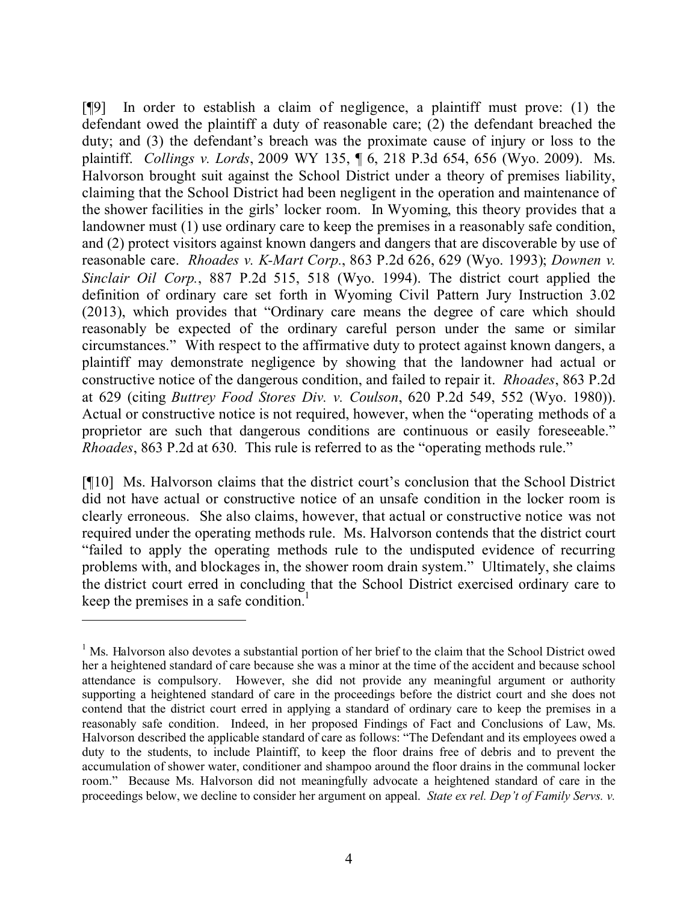[¶9] In order to establish a claim of negligence, a plaintiff must prove: (1) the defendant owed the plaintiff a duty of reasonable care; (2) the defendant breached the duty; and (3) the defendant's breach was the proximate cause of injury or loss to the plaintiff. *Collings v. Lords*, 2009 WY 135, ¶ 6, 218 P.3d 654, 656 (Wyo. 2009). Ms. Halvorson brought suit against the School District under a theory of premises liability, claiming that the School District had been negligent in the operation and maintenance of the shower facilities in the girls' locker room. In Wyoming, this theory provides that a landowner must (1) use ordinary care to keep the premises in a reasonably safe condition, and (2) protect visitors against known dangers and dangers that are discoverable by use of reasonable care. *Rhoades v. K-Mart Corp.*, 863 P.2d 626, 629 (Wyo. 1993); *Downen v. Sinclair Oil Corp.*, 887 P.2d 515, 518 (Wyo. 1994). The district court applied the definition of ordinary care set forth in Wyoming Civil Pattern Jury Instruction 3.02 (2013), which provides that "Ordinary care means the degree of care which should reasonably be expected of the ordinary careful person under the same or similar circumstances." With respect to the affirmative duty to protect against known dangers, a plaintiff may demonstrate negligence by showing that the landowner had actual or constructive notice of the dangerous condition, and failed to repair it. *Rhoades*, 863 P.2d at 629 (citing *Buttrey Food Stores Div. v. Coulson*, 620 P.2d 549, 552 (Wyo. 1980)). Actual or constructive notice is not required, however, when the "operating methods of a proprietor are such that dangerous conditions are continuous or easily foreseeable." *Rhoades*, 863 P.2d at 630. This rule is referred to as the "operating methods rule."

[¶10] Ms. Halvorson claims that the district court's conclusion that the School District did not have actual or constructive notice of an unsafe condition in the locker room is clearly erroneous. She also claims, however, that actual or constructive notice was not required under the operating methods rule. Ms. Halvorson contends that the district court "failed to apply the operating methods rule to the undisputed evidence of recurring problems with, and blockages in, the shower room drain system." Ultimately, she claims the district court erred in concluding that the School District exercised ordinary care to keep the premises in a safe condition.[1]

---

[1] Ms. Halvorson also devotes a substantial portion of her brief to the claim that the School District owed her a heightened standard of care because she was a minor at the time of the accident and because school attendance is compulsory. However, she did not provide any meaningful argument or authority supporting a heightened standard of care in the proceedings before the district court and she does not contend that the district court erred in applying a standard of ordinary care to keep the premises in a reasonably safe condition. Indeed, in her proposed Findings of Fact and Conclusions of Law, Ms. Halvorson described the applicable standard of care as follows: "The Defendant and its employees owed a duty to the students, to include Plaintiff, to keep the floor drains free of debris and to prevent the accumulation of shower water, conditioner and shampoo around the floor drains in the communal locker room." Because Ms. Halvorson did not meaningfully advocate a heightened standard of care in the proceedings below, we decline to consider her argument on appeal. *State ex rel. Dep't of Family Servs. v.*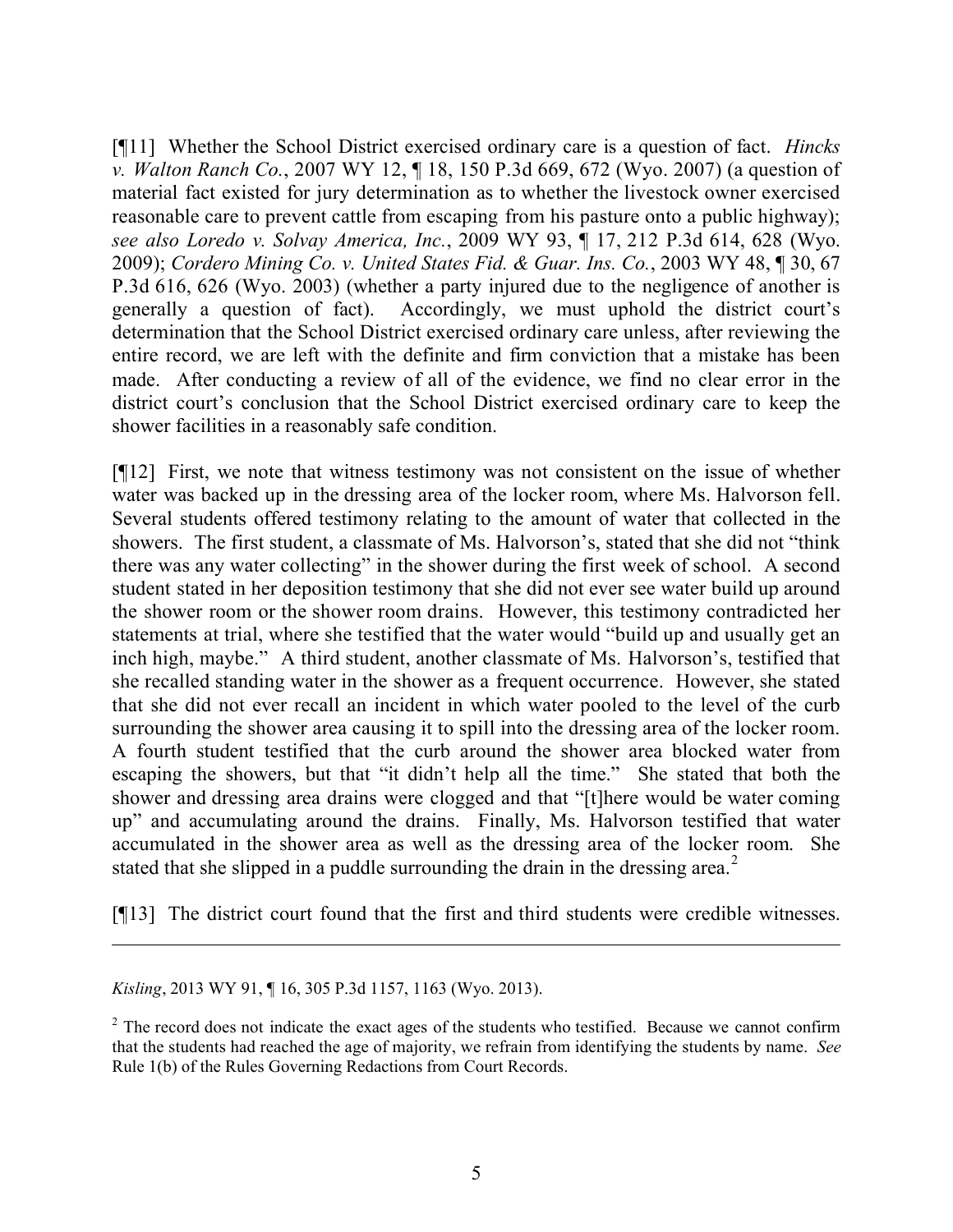[¶11] Whether the School District exercised ordinary care is a question of fact. *Hincks v. Walton Ranch Co.*, 2007 WY 12, ¶ 18, 150 P.3d 669, 672 (Wyo. 2007) (a question of material fact existed for jury determination as to whether the livestock owner exercised reasonable care to prevent cattle from escaping from his pasture onto a public highway); *see also Loredo v. Solvay America, Inc.*, 2009 WY 93, ¶ 17, 212 P.3d 614, 628 (Wyo. 2009); *Cordero Mining Co. v. United States Fid. & Guar. Ins. Co.*, 2003 WY 48, ¶ 30, 67 P.3d 616, 626 (Wyo. 2003) (whether a party injured due to the negligence of another is generally a question of fact). Accordingly, we must uphold the district court's determination that the School District exercised ordinary care unless, after reviewing the entire record, we are left with the definite and firm conviction that a mistake has been made. After conducting a review of all of the evidence, we find no clear error in the district court's conclusion that the School District exercised ordinary care to keep the shower facilities in a reasonably safe condition.

[¶12] First, we note that witness testimony was not consistent on the issue of whether water was backed up in the dressing area of the locker room, where Ms. Halvorson fell. Several students offered testimony relating to the amount of water that collected in the showers. The first student, a classmate of Ms. Halvorson's, stated that she did not "think there was any water collecting" in the shower during the first week of school. A second student stated in her deposition testimony that she did not ever see water build up around the shower room or the shower room drains. However, this testimony contradicted her statements at trial, where she testified that the water would "build up and usually get an inch high, maybe." A third student, another classmate of Ms. Halvorson's, testified that she recalled standing water in the shower as a frequent occurrence. However, she stated that she did not ever recall an incident in which water pooled to the level of the curb surrounding the shower area causing it to spill into the dressing area of the locker room. A fourth student testified that the curb around the shower area blocked water from escaping the showers, but that "it didn't help all the time." She stated that both the shower and dressing area drains were clogged and that "[t]here would be water coming up" and accumulating around the drains. Finally, Ms. Halvorson testified that water accumulated in the shower area as well as the dressing area of the locker room. She stated that she slipped in a puddle surrounding the drain in the dressing area.[2]

[¶13] The district court found that the first and third students were credible witnesses.

---

*Kisling*, 2013 WY 91, ¶ 16, 305 P.3d 1157, 1163 (Wyo. 2013).

[2] The record does not indicate the exact ages of the students who testified. Because we cannot confirm that the students had reached the age of majority, we refrain from identifying the students by name. *See* Rule 1(b) of the Rules Governing Redactions from Court Records.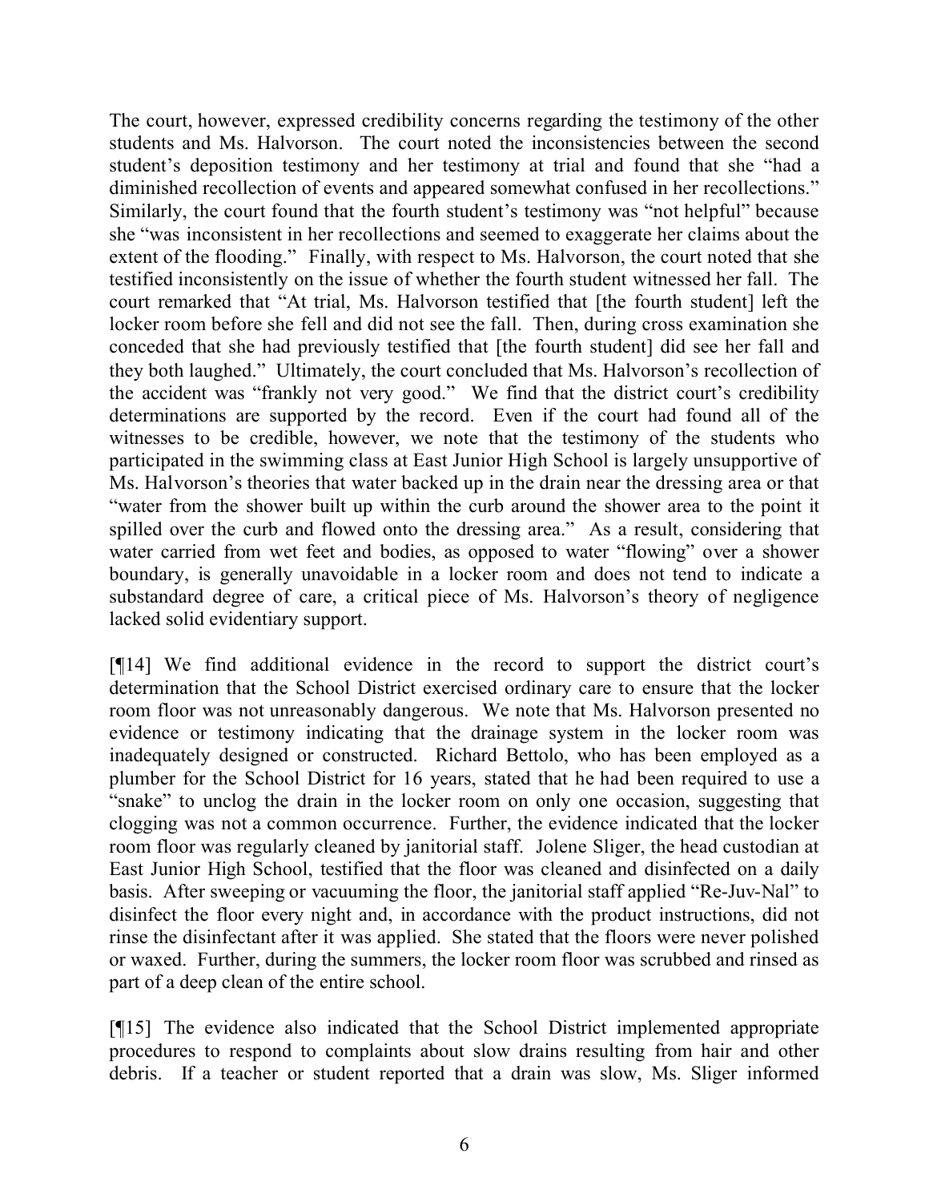The court, however, expressed credibility concerns regarding the testimony of the other students and Ms. Halvorson. The court noted the inconsistencies between the second student's deposition testimony and her testimony at trial and found that she "had a diminished recollection of events and appeared somewhat confused in her recollections." Similarly, the court found that the fourth student's testimony was "not helpful" because she "was inconsistent in her recollections and seemed to exaggerate her claims about the extent of the flooding." Finally, with respect to Ms. Halvorson, the court noted that she testified inconsistently on the issue of whether the fourth student witnessed her fall. The court remarked that "At trial, Ms. Halvorson testified that [the fourth student] left the locker room before she fell and did not see the fall. Then, during cross examination she conceded that she had previously testified that [the fourth student] did see her fall and they both laughed." Ultimately, the court concluded that Ms. Halvorson's recollection of the accident was "frankly not very good." We find that the district court's credibility determinations are supported by the record. Even if the court had found all of the witnesses to be credible, however, we note that the testimony of the students who participated in the swimming class at East Junior High School is largely unsupportive of Ms. Halvorson's theories that water backed up in the drain near the dressing area or that "water from the shower built up within the curb around the shower area to the point it spilled over the curb and flowed onto the dressing area." As a result, considering that water carried from wet feet and bodies, as opposed to water "flowing" over a shower boundary, is generally unavoidable in a locker room and does not tend to indicate a substandard degree of care, a critical piece of Ms. Halvorson's theory of negligence lacked solid evidentiary support.

[¶14] We find additional evidence in the record to support the district court's determination that the School District exercised ordinary care to ensure that the locker room floor was not unreasonably dangerous. We note that Ms. Halvorson presented no evidence or testimony indicating that the drainage system in the locker room was inadequately designed or constructed. Richard Bettolo, who has been employed as a plumber for the School District for 16 years, stated that he had been required to use a "snake" to unclog the drain in the locker room on only one occasion, suggesting that clogging was not a common occurrence. Further, the evidence indicated that the locker room floor was regularly cleaned by janitorial staff. Jolene Sliger, the head custodian at East Junior High School, testified that the floor was cleaned and disinfected on a daily basis. After sweeping or vacuuming the floor, the janitorial staff applied "Re-Juv-Nal" to disinfect the floor every night and, in accordance with the product instructions, did not rinse the disinfectant after it was applied. She stated that the floors were never polished or waxed. Further, during the summers, the locker room floor was scrubbed and rinsed as part of a deep clean of the entire school.

[¶15] The evidence also indicated that the School District implemented appropriate procedures to respond to complaints about slow drains resulting from hair and other debris. If a teacher or student reported that a drain was slow, Ms. Sliger informed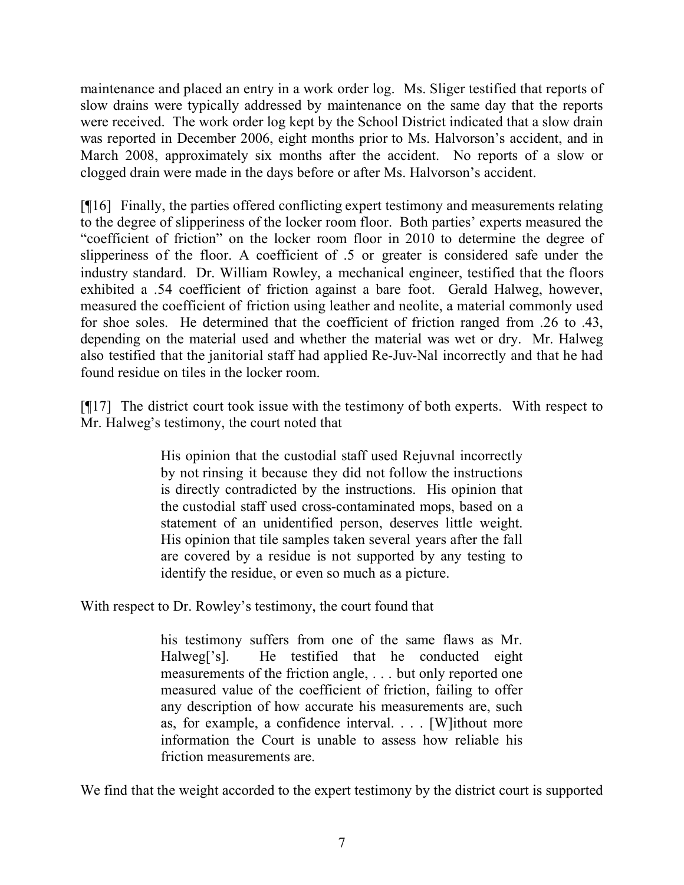maintenance and placed an entry in a work order log. Ms. Sliger testified that reports of slow drains were typically addressed by maintenance on the same day that the reports were received. The work order log kept by the School District indicated that a slow drain was reported in December 2006, eight months prior to Ms. Halvorson's accident, and in March 2008, approximately six months after the accident. No reports of a slow or clogged drain were made in the days before or after Ms. Halvorson's accident.

[¶16] Finally, the parties offered conflicting expert testimony and measurements relating to the degree of slipperiness of the locker room floor. Both parties' experts measured the "coefficient of friction" on the locker room floor in 2010 to determine the degree of slipperiness of the floor. A coefficient of .5 or greater is considered safe under the industry standard. Dr. William Rowley, a mechanical engineer, testified that the floors exhibited a .54 coefficient of friction against a bare foot. Gerald Halweg, however, measured the coefficient of friction using leather and neolite, a material commonly used for shoe soles. He determined that the coefficient of friction ranged from .26 to .43, depending on the material used and whether the material was wet or dry. Mr. Halweg also testified that the janitorial staff had applied Re-Juv-Nal incorrectly and that he had found residue on tiles in the locker room.

[¶17] The district court took issue with the testimony of both experts. With respect to Mr. Halweg's testimony, the court noted that

> His opinion that the custodial staff used Rejuvnal incorrectly by not rinsing it because they did not follow the instructions is directly contradicted by the instructions. His opinion that the custodial staff used cross-contaminated mops, based on a statement of an unidentified person, deserves little weight. His opinion that tile samples taken several years after the fall are covered by a residue is not supported by any testing to identify the residue, or even so much as a picture.

With respect to Dr. Rowley's testimony, the court found that

> his testimony suffers from one of the same flaws as Mr. Halweg['s]. He testified that he conducted eight measurements of the friction angle, . . . but only reported one measured value of the coefficient of friction, failing to offer any description of how accurate his measurements are, such as, for example, a confidence interval. . . . [W]ithout more information the Court is unable to assess how reliable his friction measurements are.

We find that the weight accorded to the expert testimony by the district court is supported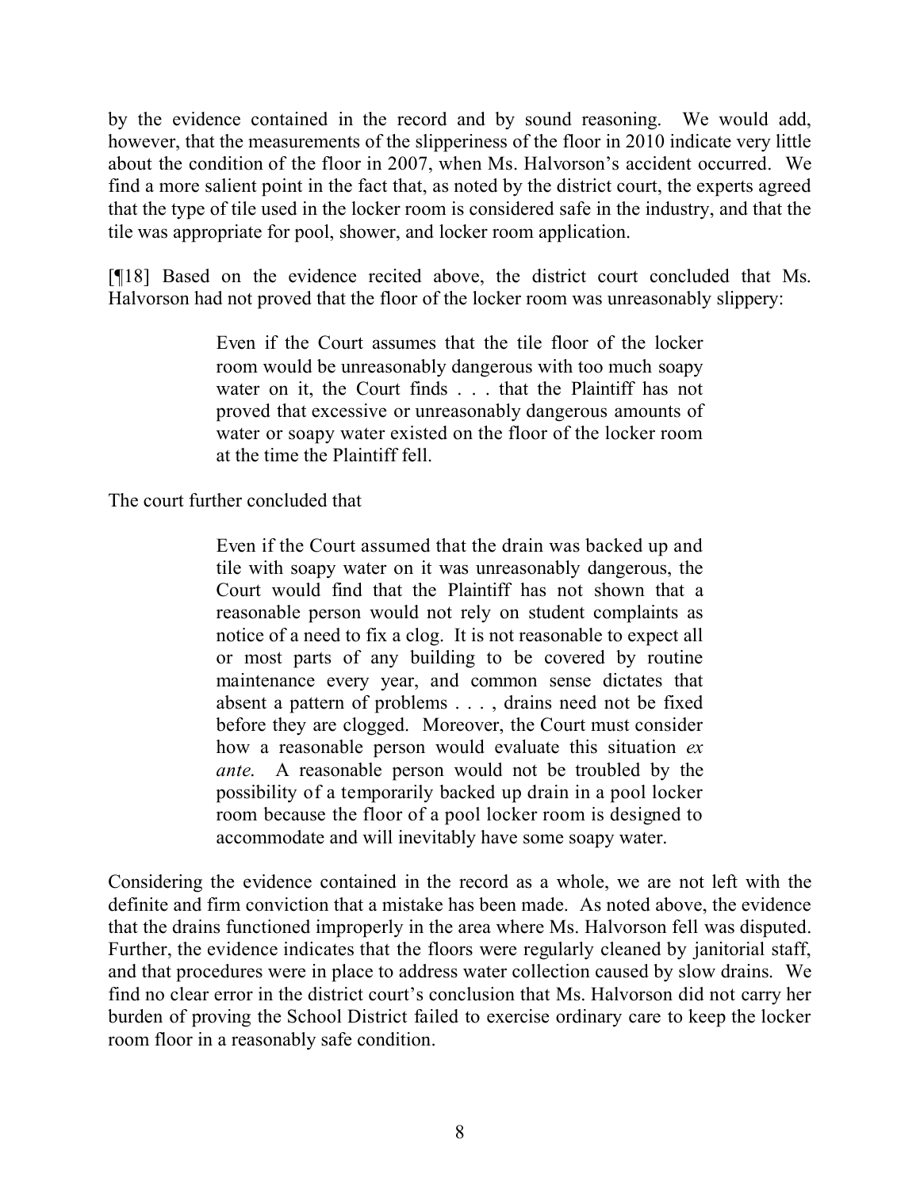by the evidence contained in the record and by sound reasoning. We would add, however, that the measurements of the slipperiness of the floor in 2010 indicate very little about the condition of the floor in 2007, when Ms. Halvorson's accident occurred. We find a more salient point in the fact that, as noted by the district court, the experts agreed that the type of tile used in the locker room is considered safe in the industry, and that the tile was appropriate for pool, shower, and locker room application.

[¶18] Based on the evidence recited above, the district court concluded that Ms. Halvorson had not proved that the floor of the locker room was unreasonably slippery:

> Even if the Court assumes that the tile floor of the locker room would be unreasonably dangerous with too much soapy water on it, the Court finds . . . that the Plaintiff has not proved that excessive or unreasonably dangerous amounts of water or soapy water existed on the floor of the locker room at the time the Plaintiff fell.

The court further concluded that

> Even if the Court assumed that the drain was backed up and tile with soapy water on it was unreasonably dangerous, the Court would find that the Plaintiff has not shown that a reasonable person would not rely on student complaints as notice of a need to fix a clog. It is not reasonable to expect all or most parts of any building to be covered by routine maintenance every year, and common sense dictates that absent a pattern of problems . . . , drains need not be fixed before they are clogged. Moreover, the Court must consider how a reasonable person would evaluate this situation *ex ante*. A reasonable person would not be troubled by the possibility of a temporarily backed up drain in a pool locker room because the floor of a pool locker room is designed to accommodate and will inevitably have some soapy water.

Considering the evidence contained in the record as a whole, we are not left with the definite and firm conviction that a mistake has been made. As noted above, the evidence that the drains functioned improperly in the area where Ms. Halvorson fell was disputed. Further, the evidence indicates that the floors were regularly cleaned by janitorial staff, and that procedures were in place to address water collection caused by slow drains. We find no clear error in the district court's conclusion that Ms. Halvorson did not carry her burden of proving the School District failed to exercise ordinary care to keep the locker room floor in a reasonably safe condition.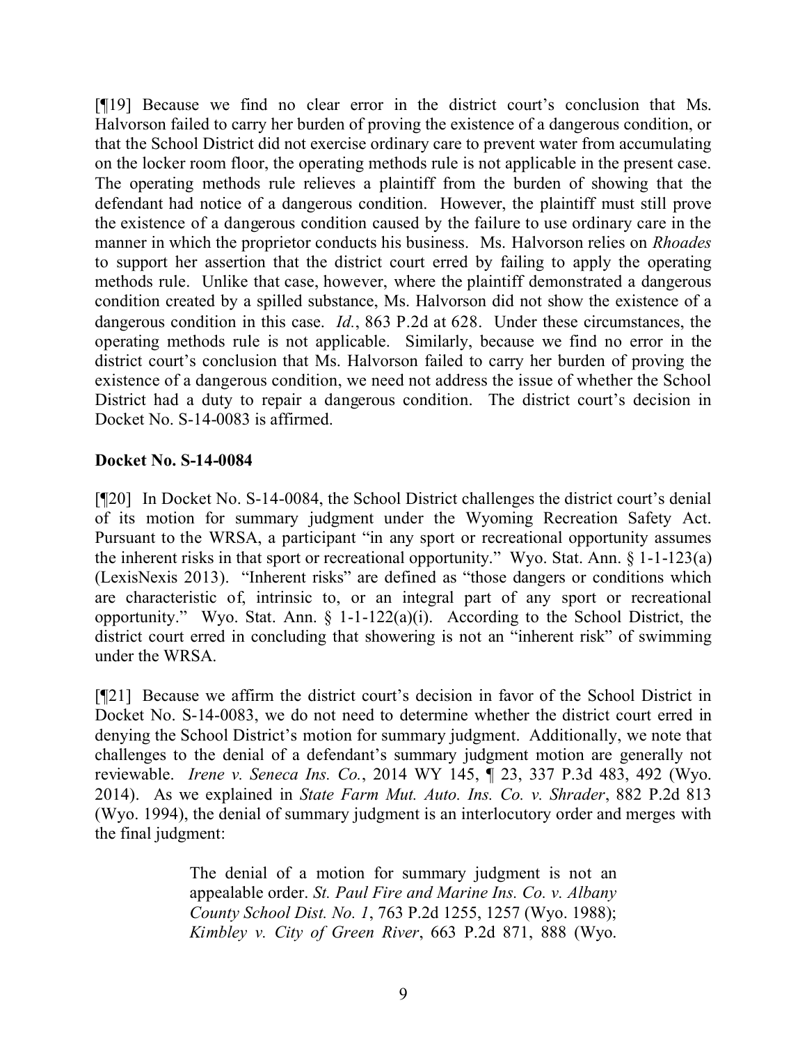[¶19] Because we find no clear error in the district court's conclusion that Ms. Halvorson failed to carry her burden of proving the existence of a dangerous condition, or that the School District did not exercise ordinary care to prevent water from accumulating on the locker room floor, the operating methods rule is not applicable in the present case. The operating methods rule relieves a plaintiff from the burden of showing that the defendant had notice of a dangerous condition. However, the plaintiff must still prove the existence of a dangerous condition caused by the failure to use ordinary care in the manner in which the proprietor conducts his business. Ms. Halvorson relies on *Rhoades* to support her assertion that the district court erred by failing to apply the operating methods rule. Unlike that case, however, where the plaintiff demonstrated a dangerous condition created by a spilled substance, Ms. Halvorson did not show the existence of a dangerous condition in this case. *Id.*, 863 P.2d at 628. Under these circumstances, the operating methods rule is not applicable. Similarly, because we find no error in the district court's conclusion that Ms. Halvorson failed to carry her burden of proving the existence of a dangerous condition, we need not address the issue of whether the School District had a duty to repair a dangerous condition. The district court's decision in Docket No. S-14-0083 is affirmed.

**Docket No. S-14-0084**

[¶20] In Docket No. S-14-0084, the School District challenges the district court's denial of its motion for summary judgment under the Wyoming Recreation Safety Act. Pursuant to the WRSA, a participant "in any sport or recreational opportunity assumes the inherent risks in that sport or recreational opportunity." Wyo. Stat. Ann. § 1-1-123(a) (LexisNexis 2013). "Inherent risks" are defined as "those dangers or conditions which are characteristic of, intrinsic to, or an integral part of any sport or recreational opportunity." Wyo. Stat. Ann. § 1-1-122(a)(i). According to the School District, the district court erred in concluding that showering is not an "inherent risk" of swimming under the WRSA.

[¶21] Because we affirm the district court's decision in favor of the School District in Docket No. S-14-0083, we do not need to determine whether the district court erred in denying the School District's motion for summary judgment. Additionally, we note that challenges to the denial of a defendant's summary judgment motion are generally not reviewable. *Irene v. Seneca Ins. Co.*, 2014 WY 145, ¶ 23, 337 P.3d 483, 492 (Wyo. 2014). As we explained in *State Farm Mut. Auto. Ins. Co. v. Shrader*, 882 P.2d 813 (Wyo. 1994), the denial of summary judgment is an interlocutory order and merges with the final judgment:

> The denial of a motion for summary judgment is not an appealable order. *St. Paul Fire and Marine Ins. Co. v. Albany County School Dist. No. 1*, 763 P.2d 1255, 1257 (Wyo. 1988); *Kimbley v. City of Green River*, 663 P.2d 871, 888 (Wyo.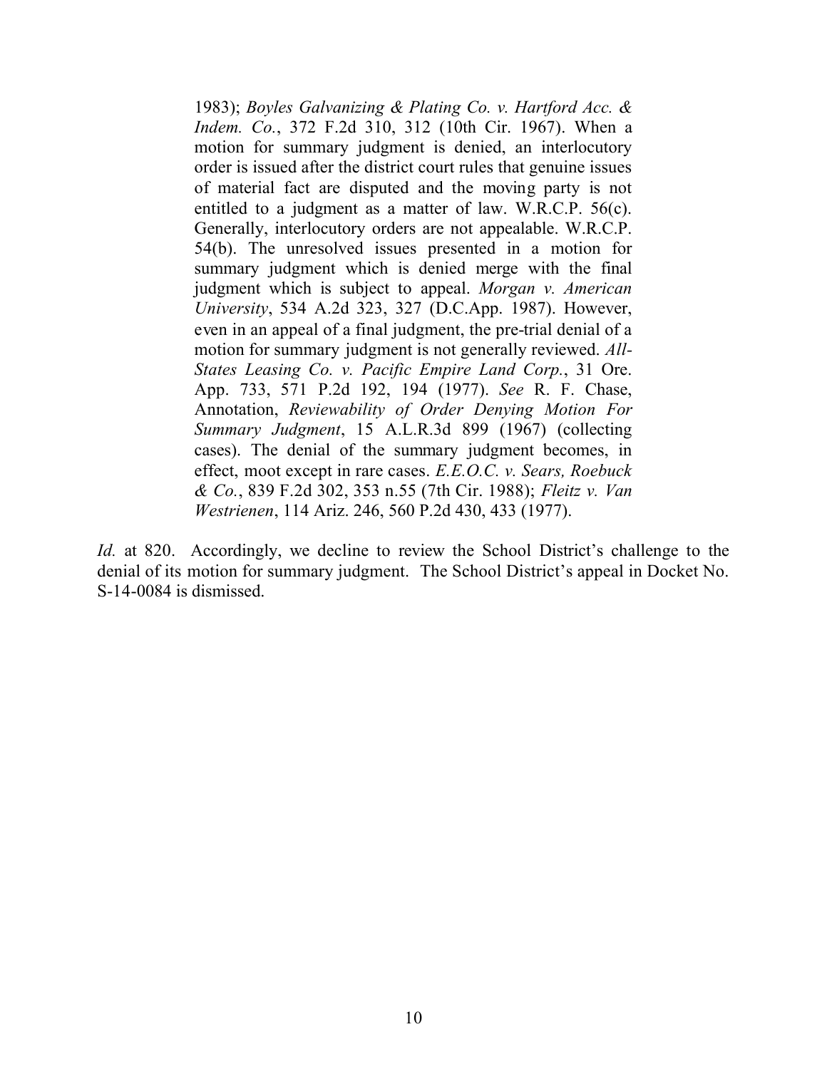> 1983); *Boyles Galvanizing & Plating Co. v. Hartford Acc. & Indem. Co.*, 372 F.2d 310, 312 (10th Cir. 1967). When a motion for summary judgment is denied, an interlocutory order is issued after the district court rules that genuine issues of material fact are disputed and the moving party is not entitled to a judgment as a matter of law. W.R.C.P. 56(c). Generally, interlocutory orders are not appealable. W.R.C.P. 54(b). The unresolved issues presented in a motion for summary judgment which is denied merge with the final judgment which is subject to appeal. *Morgan v. American University*, 534 A.2d 323, 327 (D.C.App. 1987). However, even in an appeal of a final judgment, the pre-trial denial of a motion for summary judgment is not generally reviewed. *All-States Leasing Co. v. Pacific Empire Land Corp.*, 31 Ore. App. 733, 571 P.2d 192, 194 (1977). *See* R. F. Chase, Annotation, *Reviewability of Order Denying Motion For Summary Judgment*, 15 A.L.R.3d 899 (1967) (collecting cases). The denial of the summary judgment becomes, in effect, moot except in rare cases. *E.E.O.C. v. Sears, Roebuck & Co.*, 839 F.2d 302, 353 n.55 (7th Cir. 1988); *Fleitz v. Van Westrienen*, 114 Ariz. 246, 560 P.2d 430, 433 (1977).

*Id.* at 820. Accordingly, we decline to review the School District's challenge to the denial of its motion for summary judgment. The School District's appeal in Docket No. S-14-0084 is dismissed.